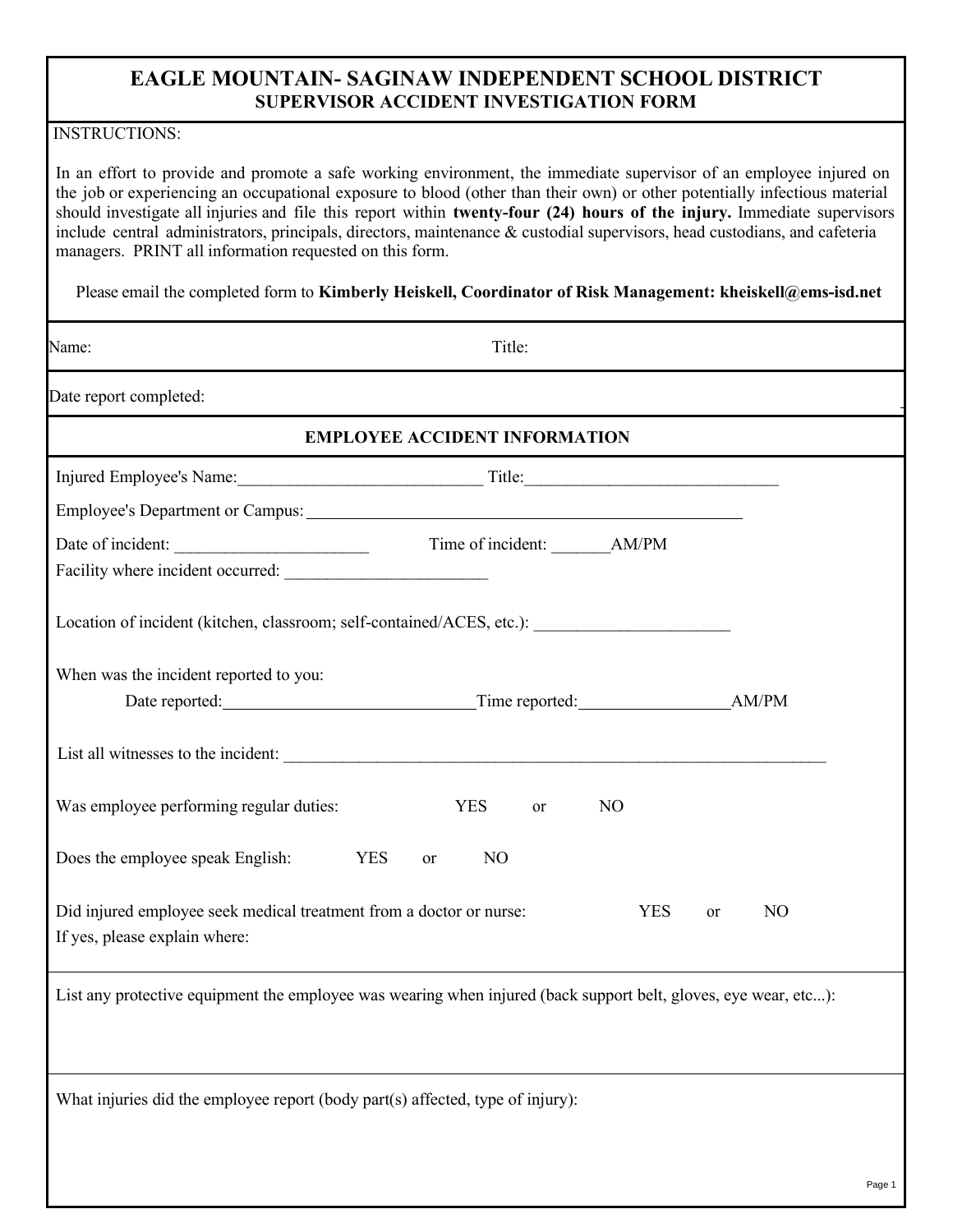# EAGLE MOUNTAIN- SAGINAW INDEPENDENT SCHOOL DISTRICT
## SUPERVISOR ACCIDENT INVESTIGATION FORM

INSTRUCTIONS:

In an effort to provide and promote a safe working environment, the immediate supervisor of an employee injured on the job or experiencing an occupational exposure to blood (other than their own) or other potentially infectious material should investigate all injuries and file this report within **twenty-four (24) hours of the injury.** Immediate supervisors include central administrators, principals, directors, maintenance & custodial supervisors, head custodians, and cafeteria managers. PRINT all information requested on this form.

Please email the completed form to **Kimberly Heiskell, Coordinator of Risk Management: kheiskell@ems-isd.net**

Name: Title:

Date report completed:

## EMPLOYEE ACCIDENT INFORMATION

Injured Employee's Name:_____________________________ Title:_____________________________

Employee's Department or Campus: ______________________________________________________

Date of incident: ______________________ Time of incident: _______AM/PM

Facility where incident occurred: ________________________

Location of incident (kitchen, classroom; self-contained/ACES, etc.): ______________________

When was the incident reported to you:

Date reported:______________________________Time reported:_________________AM/PM

List all witnesses to the incident: ___________________________________________________________________

Was employee performing regular duties: YES or NO

Does the employee speak English: YES or NO

Did injured employee seek medical treatment from a doctor or nurse: YES or NO

If yes, please explain where:

List any protective equipment the employee was wearing when injured (back support belt, gloves, eye wear, etc...):

What injuries did the employee report (body part(s) affected, type of injury):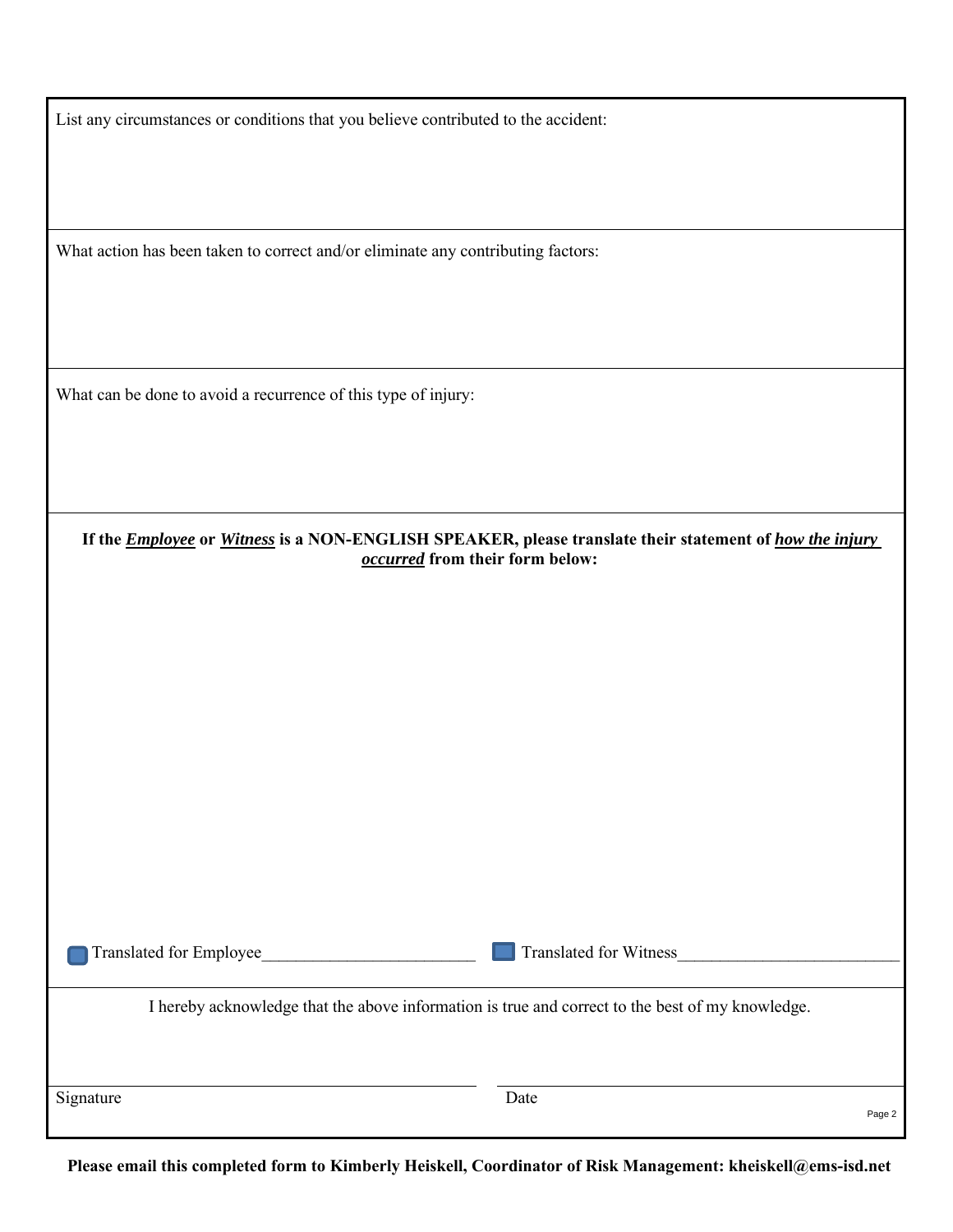List any circumstances or conditions that you believe contributed to the accident:

What action has been taken to correct and/or eliminate any contributing factors:

What can be done to avoid a recurrence of this type of injury:

**If the _Employee_ or _Witness_ is a NON-ENGLISH SPEAKER, please translate their statement of _how the injury occurred_ from their form below:**

☐ Translated for Employee_________________________ ☐ Translated for Witness_________________________

I hereby acknowledge that the above information is true and correct to the best of my knowledge.

Signature ______________________________ Date ______________________________

**Please email this completed form to Kimberly Heiskell, Coordinator of Risk Management: kheiskell@ems-isd.net**